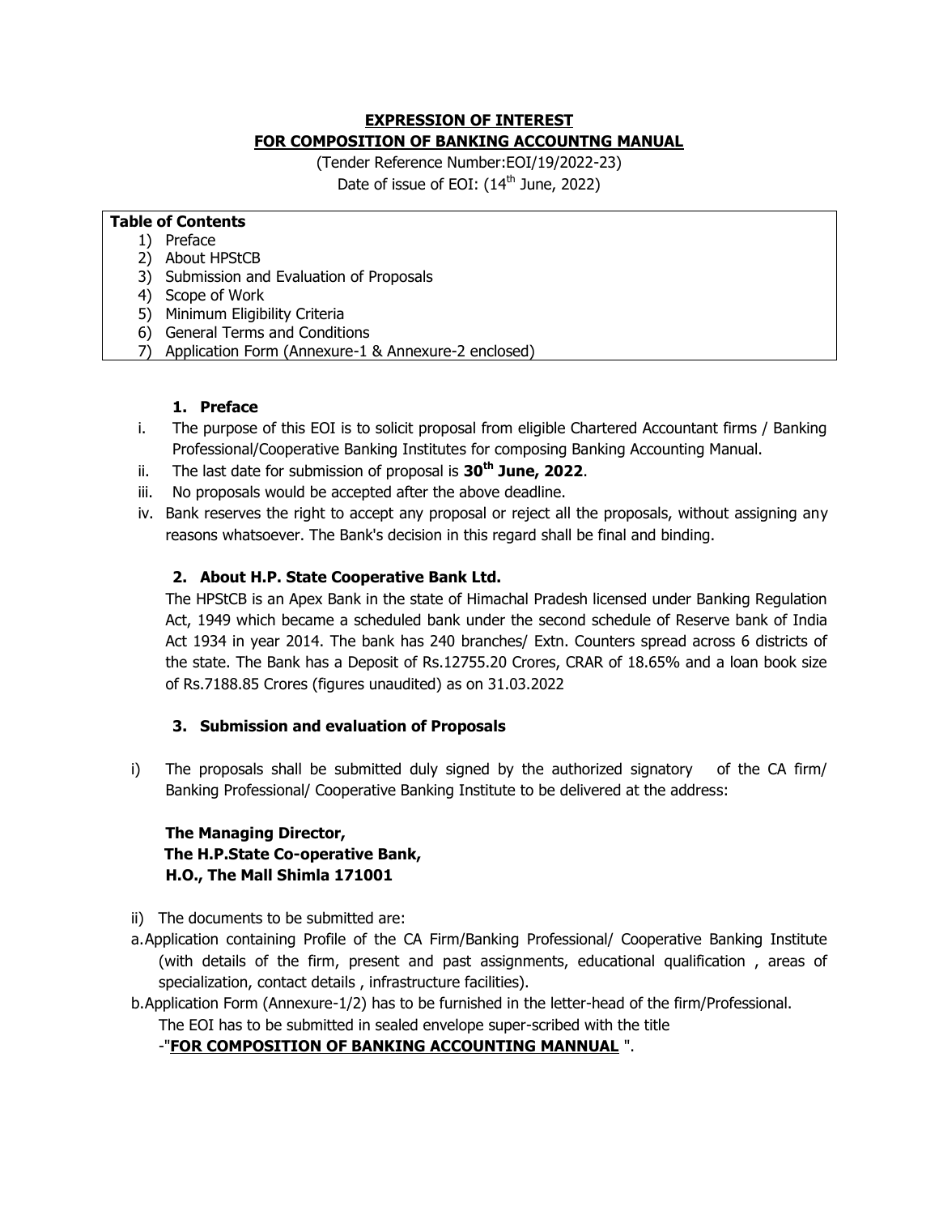# EXPRESSION OF INTEREST
# FOR COMPOSITION OF BANKING ACCOUNTNG MANUAL

(Tender Reference Number:EOI/19/2022-23)

Date of issue of EOI: (14th June, 2022)

**Table of Contents**

1) Preface
2) About HPStCB
3) Submission and Evaluation of Proposals
4) Scope of Work
5) Minimum Eligibility Criteria
6) General Terms and Conditions
7) Application Form (Annexure-1 & Annexure-2 enclosed)

## 1. Preface

i. The purpose of this EOI is to solicit proposal from eligible Chartered Accountant firms / Banking Professional/Cooperative Banking Institutes for composing Banking Accounting Manual.

ii. The last date for submission of proposal is **30th June, 2022**.

iii. No proposals would be accepted after the above deadline.

iv. Bank reserves the right to accept any proposal or reject all the proposals, without assigning any reasons whatsoever. The Bank's decision in this regard shall be final and binding.

## 2. About H.P. State Cooperative Bank Ltd.

The HPStCB is an Apex Bank in the state of Himachal Pradesh licensed under Banking Regulation Act, 1949 which became a scheduled bank under the second schedule of Reserve bank of India Act 1934 in year 2014. The bank has 240 branches/ Extn. Counters spread across 6 districts of the state. The Bank has a Deposit of Rs.12755.20 Crores, CRAR of 18.65% and a loan book size of Rs.7188.85 Crores (figures unaudited) as on 31.03.2022

## 3. Submission and evaluation of Proposals

i) The proposals shall be submitted duly signed by the authorized signatory of the CA firm/ Banking Professional/ Cooperative Banking Institute to be delivered at the address:

**The Managing Director,**
**The H.P.State Co-operative Bank,**
**H.O., The Mall Shimla 171001**

ii) The documents to be submitted are:

a. Application containing Profile of the CA Firm/Banking Professional/ Cooperative Banking Institute (with details of the firm, present and past assignments, educational qualification , areas of specialization, contact details , infrastructure facilities).

b. Application Form (Annexure-1/2) has to be furnished in the letter-head of the firm/Professional.
The EOI has to be submitted in sealed envelope super-scribed with the title
-"**FOR COMPOSITION OF BANKING ACCOUNTING MANNUAL** ".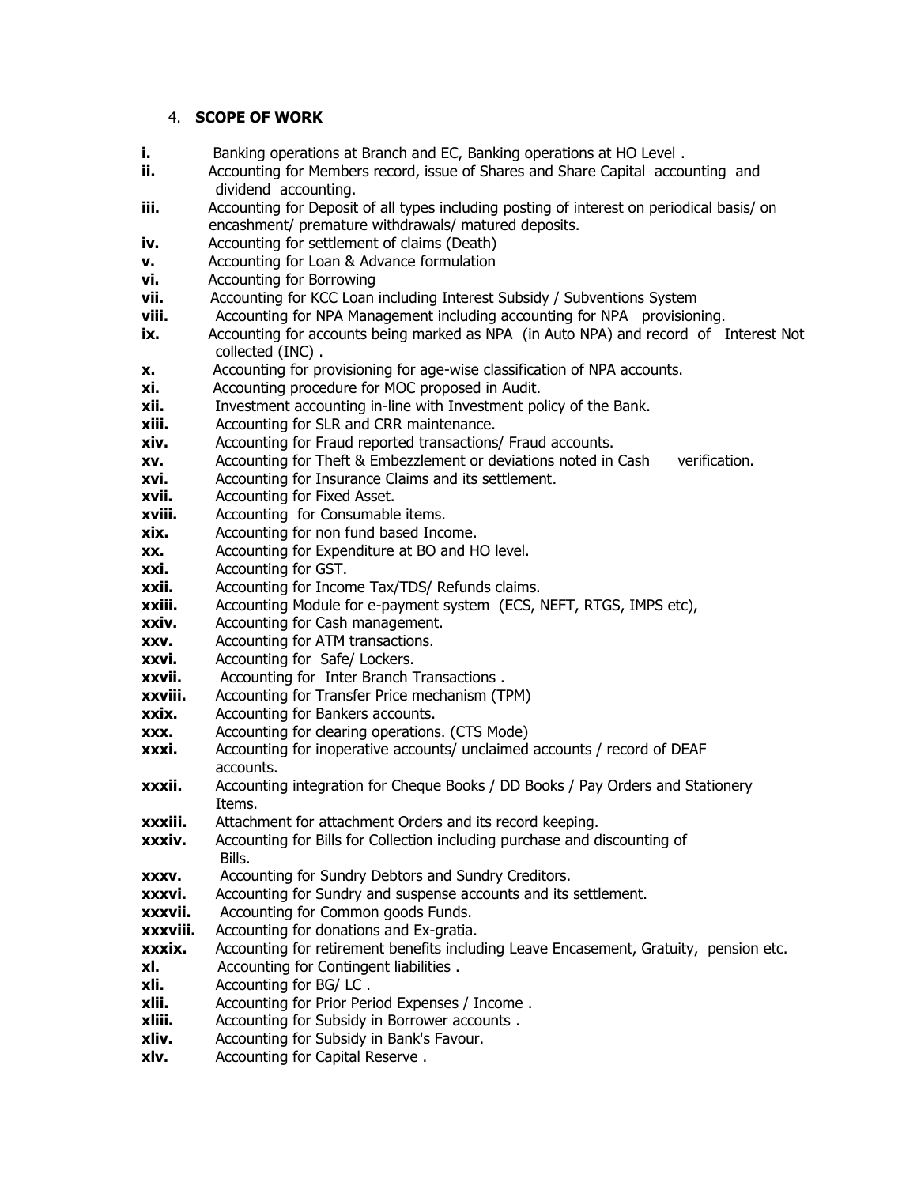4. **SCOPE OF WORK**

**i.** Banking operations at Branch and EC, Banking operations at HO Level .
**ii.** Accounting for Members record, issue of Shares and Share Capital accounting and dividend accounting.
**iii.** Accounting for Deposit of all types including posting of interest on periodical basis/ on encashment/ premature withdrawals/ matured deposits.
**iv.** Accounting for settlement of claims (Death)
**v.** Accounting for Loan & Advance formulation
**vi.** Accounting for Borrowing
**vii.** Accounting for KCC Loan including Interest Subsidy / Subventions System
**viii.** Accounting for NPA Management including accounting for NPA provisioning.
**ix.** Accounting for accounts being marked as NPA (in Auto NPA) and record of Interest Not collected (INC) .
**x.** Accounting for provisioning for age-wise classification of NPA accounts.
**xi.** Accounting procedure for MOC proposed in Audit.
**xii.** Investment accounting in-line with Investment policy of the Bank.
**xiii.** Accounting for SLR and CRR maintenance.
**xiv.** Accounting for Fraud reported transactions/ Fraud accounts.
**xv.** Accounting for Theft & Embezzlement or deviations noted in Cash verification.
**xvi.** Accounting for Insurance Claims and its settlement.
**xvii.** Accounting for Fixed Asset.
**xviii.** Accounting for Consumable items.
**xix.** Accounting for non fund based Income.
**xx.** Accounting for Expenditure at BO and HO level.
**xxi.** Accounting for GST.
**xxii.** Accounting for Income Tax/TDS/ Refunds claims.
**xxiii.** Accounting Module for e-payment system (ECS, NEFT, RTGS, IMPS etc),
**xxiv.** Accounting for Cash management.
**xxv.** Accounting for ATM transactions.
**xxvi.** Accounting for Safe/ Lockers.
**xxvii.** Accounting for Inter Branch Transactions .
**xxviii.** Accounting for Transfer Price mechanism (TPM)
**xxix.** Accounting for Bankers accounts.
**xxx.** Accounting for clearing operations. (CTS Mode)
**xxxi.** Accounting for inoperative accounts/ unclaimed accounts / record of DEAF accounts.
**xxxii.** Accounting integration for Cheque Books / DD Books / Pay Orders and Stationery Items.
**xxxiii.** Attachment for attachment Orders and its record keeping.
**xxxiv.** Accounting for Bills for Collection including purchase and discounting of Bills.
**xxxv.** Accounting for Sundry Debtors and Sundry Creditors.
**xxxvi.** Accounting for Sundry and suspense accounts and its settlement.
**xxxvii.** Accounting for Common goods Funds.
**xxxviii.** Accounting for donations and Ex-gratia.
**xxxix.** Accounting for retirement benefits including Leave Encasement, Gratuity, pension etc.
**xl.** Accounting for Contingent liabilities .
**xli.** Accounting for BG/ LC .
**xlii.** Accounting for Prior Period Expenses / Income .
**xliii.** Accounting for Subsidy in Borrower accounts .
**xliv.** Accounting for Subsidy in Bank's Favour.
**xlv.** Accounting for Capital Reserve .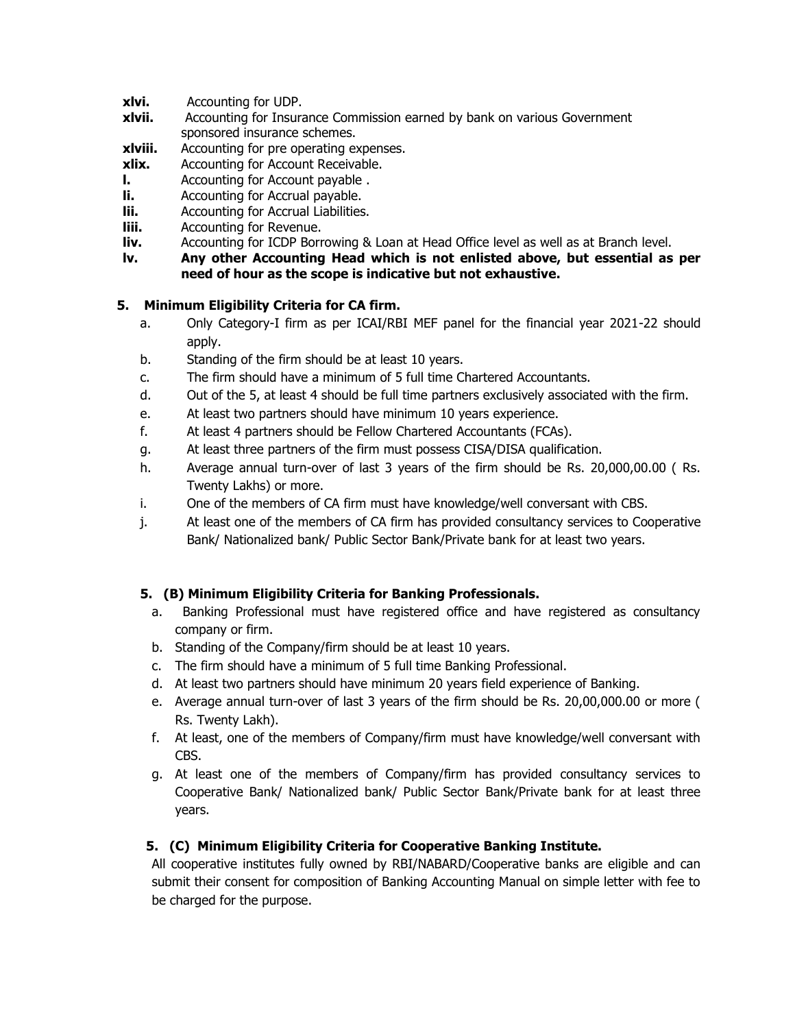**xlvi.** Accounting for UDP.

**xlvii.** Accounting for Insurance Commission earned by bank on various Government sponsored insurance schemes.

**xlviii.** Accounting for pre operating expenses.

**xlix.** Accounting for Account Receivable.

**l.** Accounting for Account payable .

**li.** Accounting for Accrual payable.

**lii.** Accounting for Accrual Liabilities.

**liii.** Accounting for Revenue.

**liv.** Accounting for ICDP Borrowing & Loan at Head Office level as well as at Branch level.

**lv.** **Any other Accounting Head which is not enlisted above, but essential as per need of hour as the scope is indicative but not exhaustive.**

## 5. Minimum Eligibility Criteria for CA firm.

a. Only Category-I firm as per ICAI/RBI MEF panel for the financial year 2021-22 should apply.

b. Standing of the firm should be at least 10 years.

c. The firm should have a minimum of 5 full time Chartered Accountants.

d. Out of the 5, at least 4 should be full time partners exclusively associated with the firm.

e. At least two partners should have minimum 10 years experience.

f. At least 4 partners should be Fellow Chartered Accountants (FCAs).

g. At least three partners of the firm must possess CISA/DISA qualification.

h. Average annual turn-over of last 3 years of the firm should be Rs. 20,000,00.00 ( Rs. Twenty Lakhs) or more.

i. One of the members of CA firm must have knowledge/well conversant with CBS.

j. At least one of the members of CA firm has provided consultancy services to Cooperative Bank/ Nationalized bank/ Public Sector Bank/Private bank for at least two years.

## 5. (B) Minimum Eligibility Criteria for Banking Professionals.

a. Banking Professional must have registered office and have registered as consultancy company or firm.

b. Standing of the Company/firm should be at least 10 years.

c. The firm should have a minimum of 5 full time Banking Professional.

d. At least two partners should have minimum 20 years field experience of Banking.

e. Average annual turn-over of last 3 years of the firm should be Rs. 20,00,000.00 or more ( Rs. Twenty Lakh).

f. At least, one of the members of Company/firm must have knowledge/well conversant with CBS.

g. At least one of the members of Company/firm has provided consultancy services to Cooperative Bank/ Nationalized bank/ Public Sector Bank/Private bank for at least three years.

## 5. (C) Minimum Eligibility Criteria for Cooperative Banking Institute.

All cooperative institutes fully owned by RBI/NABARD/Cooperative banks are eligible and can submit their consent for composition of Banking Accounting Manual on simple letter with fee to be charged for the purpose.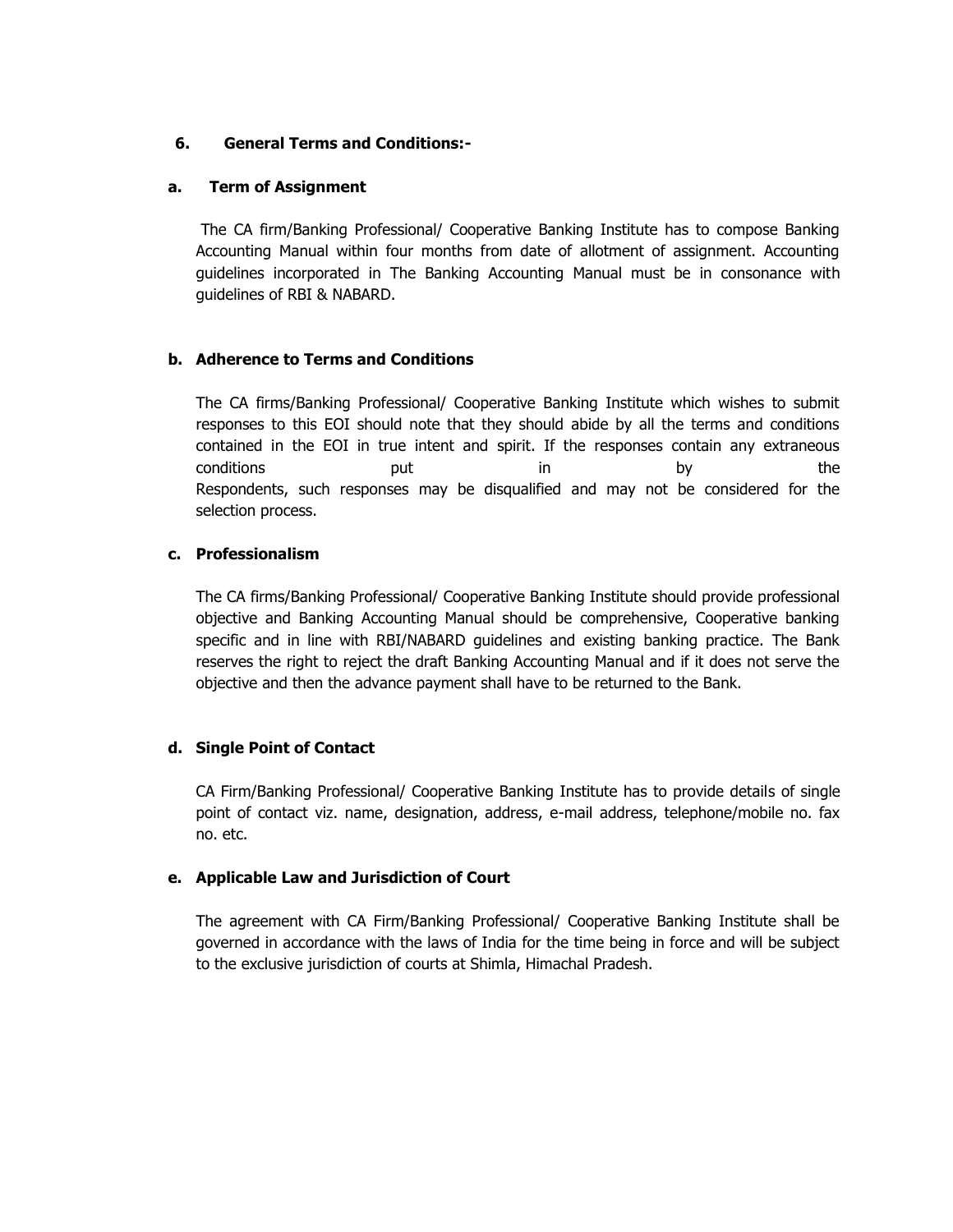## 6. General Terms and Conditions:-

### a. Term of Assignment

The CA firm/Banking Professional/ Cooperative Banking Institute has to compose Banking Accounting Manual within four months from date of allotment of assignment. Accounting guidelines incorporated in The Banking Accounting Manual must be in consonance with guidelines of RBI & NABARD.

### b. Adherence to Terms and Conditions

The CA firms/Banking Professional/ Cooperative Banking Institute which wishes to submit responses to this EOI should note that they should abide by all the terms and conditions contained in the EOI in true intent and spirit. If the responses contain any extraneous conditions put in by the Respondents, such responses may be disqualified and may not be considered for the selection process.

### c. Professionalism

The CA firms/Banking Professional/ Cooperative Banking Institute should provide professional objective and Banking Accounting Manual should be comprehensive, Cooperative banking specific and in line with RBI/NABARD guidelines and existing banking practice. The Bank reserves the right to reject the draft Banking Accounting Manual and if it does not serve the objective and then the advance payment shall have to be returned to the Bank.

### d. Single Point of Contact

CA Firm/Banking Professional/ Cooperative Banking Institute has to provide details of single point of contact viz. name, designation, address, e-mail address, telephone/mobile no. fax no. etc.

### e. Applicable Law and Jurisdiction of Court

The agreement with CA Firm/Banking Professional/ Cooperative Banking Institute shall be governed in accordance with the laws of India for the time being in force and will be subject to the exclusive jurisdiction of courts at Shimla, Himachal Pradesh.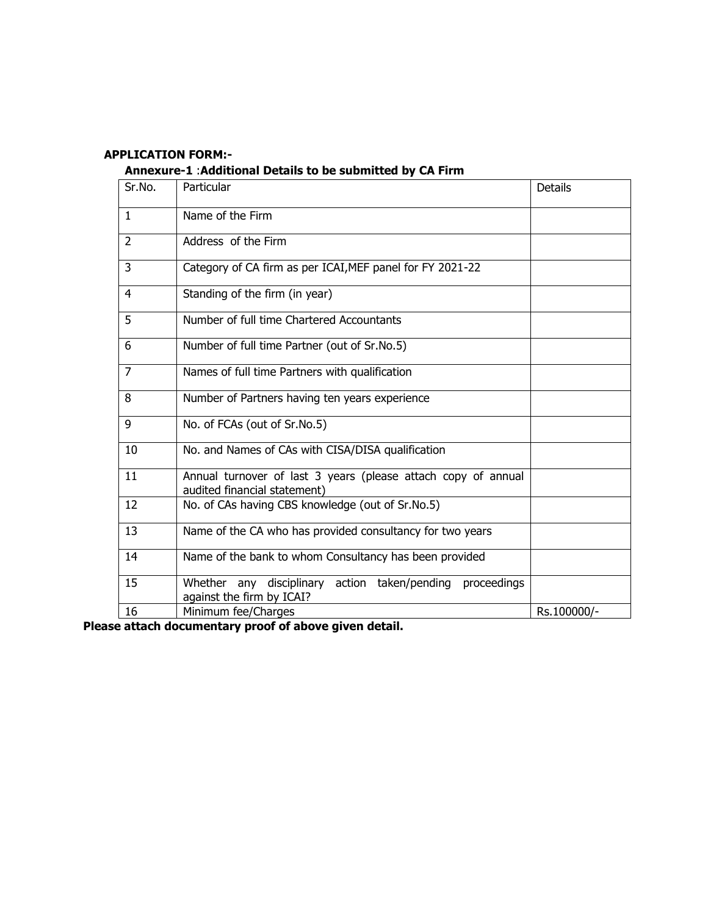**APPLICATION FORM:-**

**Annexure-1 :Additional Details to be submitted by CA Firm**

| Sr.No. | Particular | Details |
|---|---|---|
| 1 | Name of the Firm | |
| 2 | Address of the Firm | |
| 3 | Category of CA firm as per ICAI,MEF panel for FY 2021-22 | |
| 4 | Standing of the firm (in year) | |
| 5 | Number of full time Chartered Accountants | |
| 6 | Number of full time Partner (out of Sr.No.5) | |
| 7 | Names of full time Partners with qualification | |
| 8 | Number of Partners having ten years experience | |
| 9 | No. of FCAs (out of Sr.No.5) | |
| 10 | No. and Names of CAs with CISA/DISA qualification | |
| 11 | Annual turnover of last 3 years (please attach copy of annual audited financial statement) | |
| 12 | No. of CAs having CBS knowledge (out of Sr.No.5) | |
| 13 | Name of the CA who has provided consultancy for two years | |
| 14 | Name of the bank to whom Consultancy has been provided | |
| 15 | Whether any disciplinary action taken/pending proceedings against the firm by ICAI? | |
| 16 | Minimum fee/Charges | Rs.100000/- |

**Please attach documentary proof of above given detail.**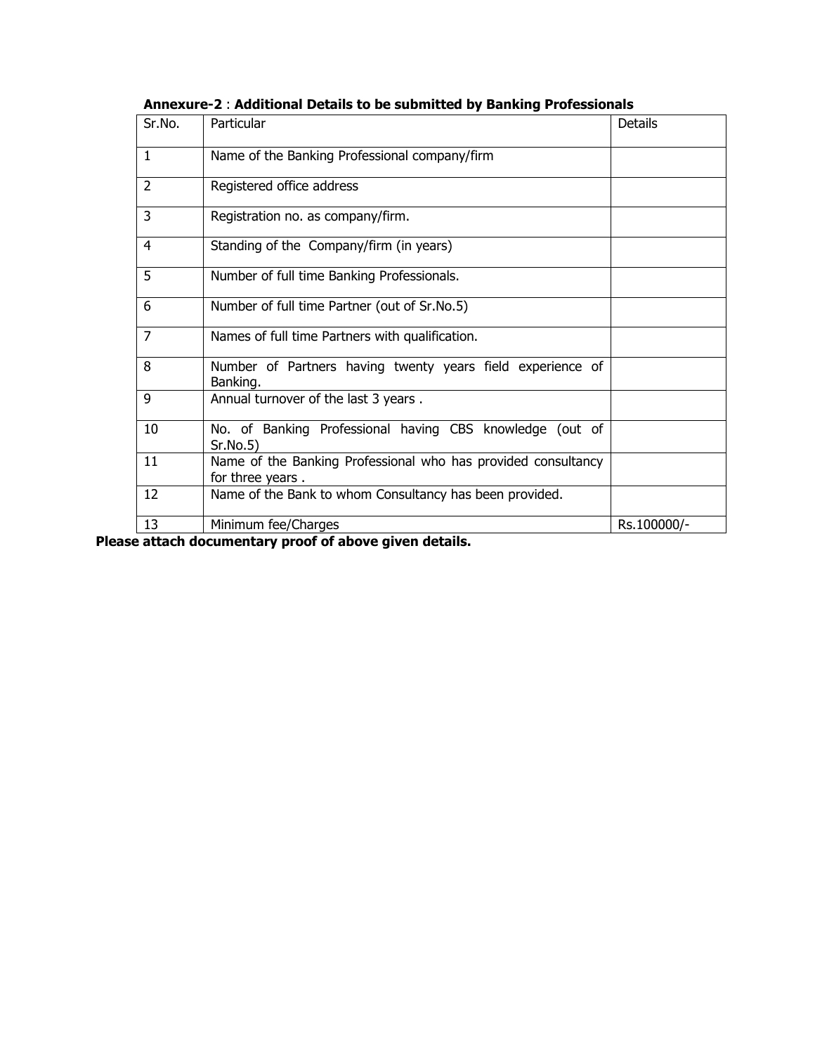**Annexure-2** : **Additional Details to be submitted by Banking Professionals**

| Sr.No. | Particular | Details |
|---|---|---|
| 1 | Name of the Banking Professional company/firm | |
| 2 | Registered office address | |
| 3 | Registration no. as company/firm. | |
| 4 | Standing of the Company/firm (in years) | |
| 5 | Number of full time Banking Professionals. | |
| 6 | Number of full time Partner (out of Sr.No.5) | |
| 7 | Names of full time Partners with qualification. | |
| 8 | Number of Partners having twenty years field experience of Banking. | |
| 9 | Annual turnover of the last 3 years . | |
| 10 | No. of Banking Professional having CBS knowledge (out of Sr.No.5) | |
| 11 | Name of the Banking Professional who has provided consultancy for three years . | |
| 12 | Name of the Bank to whom Consultancy has been provided. | |
| 13 | Minimum fee/Charges | Rs.100000/- |

**Please attach documentary proof of above given details.**